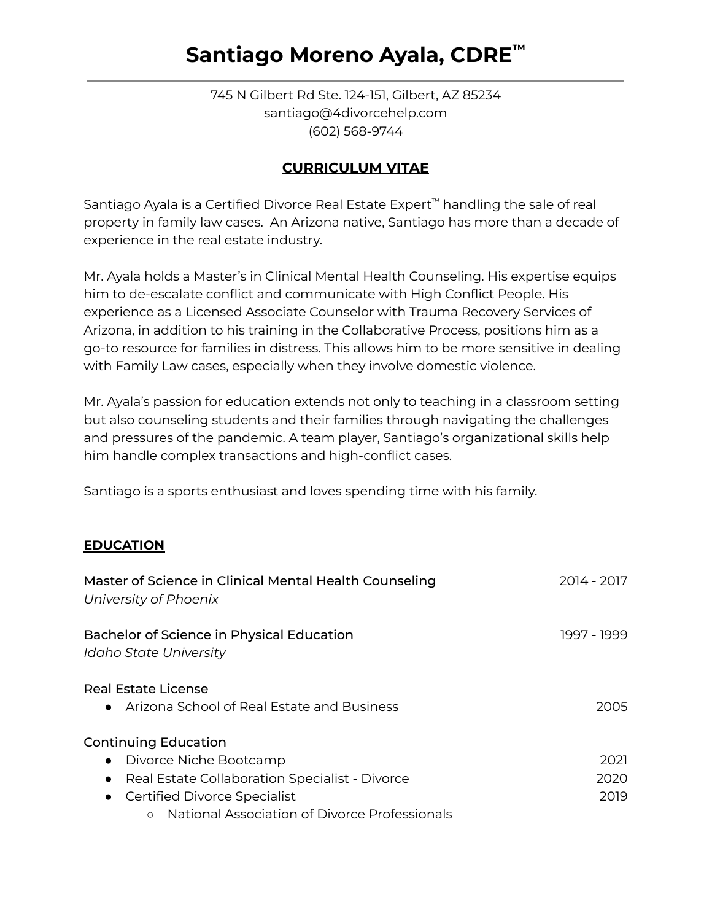# Santiago Moreno Ayala, CDRE™

745 N Gilbert Rd Ste. 124-151, Gilbert, AZ 85234
santiago@4divorcehelp.com
(602) 568-9744

## CURRICULUM VITAE

Santiago Ayala is a Certified Divorce Real Estate Expert™ handling the sale of real property in family law cases. An Arizona native, Santiago has more than a decade of experience in the real estate industry.

Mr. Ayala holds a Master's in Clinical Mental Health Counseling. His expertise equips him to de-escalate conflict and communicate with High Conflict People. His experience as a Licensed Associate Counselor with Trauma Recovery Services of Arizona, in addition to his training in the Collaborative Process, positions him as a go-to resource for families in distress. This allows him to be more sensitive in dealing with Family Law cases, especially when they involve domestic violence.

Mr. Ayala's passion for education extends not only to teaching in a classroom setting but also counseling students and their families through navigating the challenges and pressures of the pandemic. A team player, Santiago's organizational skills help him handle complex transactions and high-conflict cases.

Santiago is a sports enthusiast and loves spending time with his family.

## EDUCATION

Master of Science in Clinical Mental Health Counseling — 2014 - 2017
*University of Phoenix*

Bachelor of Science in Physical Education — 1997 - 1999
*Idaho State University*

Real Estate License
- Arizona School of Real Estate and Business — 2005

Continuing Education
- Divorce Niche Bootcamp — 2021
- Real Estate Collaboration Specialist - Divorce — 2020
- Certified Divorce Specialist — 2019
  - National Association of Divorce Professionals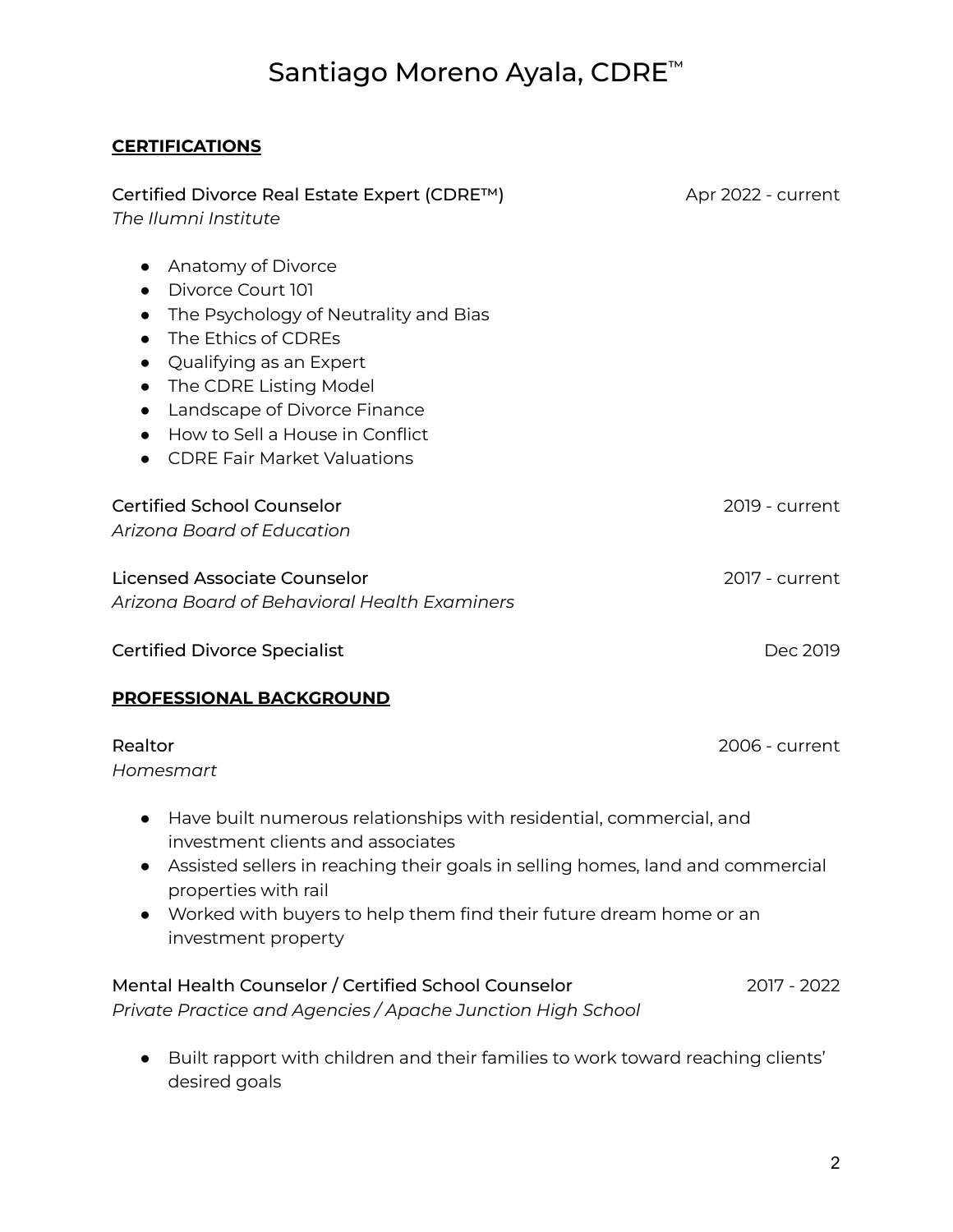# Santiago Moreno Ayala, CDRE™

## CERTIFICATIONS

**Certified Divorce Real Estate Expert (CDRE™)** — Apr 2022 - current
*The Ilumni Institute*

- Anatomy of Divorce
- Divorce Court 101
- The Psychology of Neutrality and Bias
- The Ethics of CDREs
- Qualifying as an Expert
- The CDRE Listing Model
- Landscape of Divorce Finance
- How to Sell a House in Conflict
- CDRE Fair Market Valuations

**Certified School Counselor** — 2019 - current
*Arizona Board of Education*

**Licensed Associate Counselor** — 2017 - current
*Arizona Board of Behavioral Health Examiners*

**Certified Divorce Specialist** — Dec 2019

## PROFESSIONAL BACKGROUND

**Realtor** — 2006 - current
*Homesmart*

- Have built numerous relationships with residential, commercial, and investment clients and associates
- Assisted sellers in reaching their goals in selling homes, land and commercial properties with rail
- Worked with buyers to help them find their future dream home or an investment property

**Mental Health Counselor / Certified School Counselor** — 2017 - 2022
*Private Practice and Agencies / Apache Junction High School*

- Built rapport with children and their families to work toward reaching clients' desired goals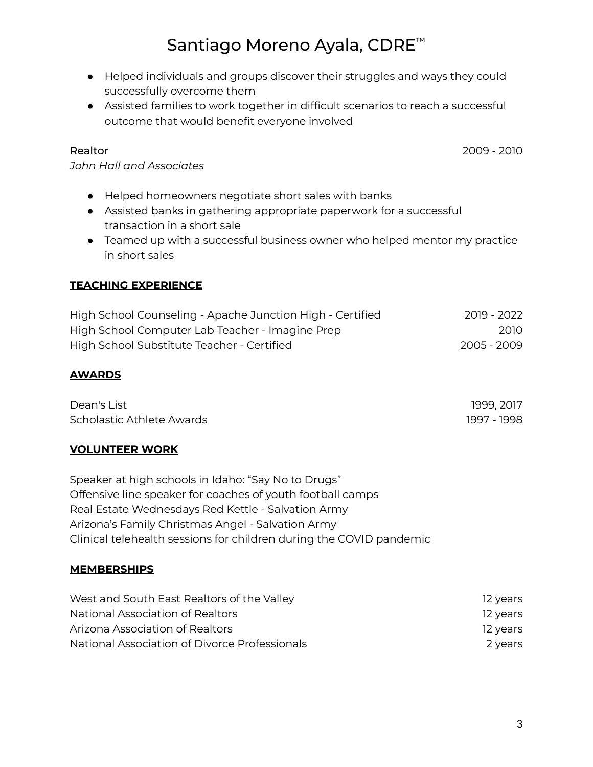- Helped individuals and groups discover their struggles and ways they could successfully overcome them
- Assisted families to work together in difficult scenarios to reach a successful outcome that would benefit everyone involved

Realtor — 2009 - 2010
*John Hall and Associates*

- Helped homeowners negotiate short sales with banks
- Assisted banks in gathering appropriate paperwork for a successful transaction in a short sale
- Teamed up with a successful business owner who helped mentor my practice in short sales

## TEACHING EXPERIENCE

| | |
|---|---|
| High School Counseling - Apache Junction High - Certified | 2019 - 2022 |
| High School Computer Lab Teacher - Imagine Prep | 2010 |
| High School Substitute Teacher - Certified | 2005 - 2009 |

## AWARDS

| | |
|---|---|
| Dean's List | 1999, 2017 |
| Scholastic Athlete Awards | 1997 - 1998 |

## VOLUNTEER WORK

Speaker at high schools in Idaho: “Say No to Drugs”
Offensive line speaker for coaches of youth football camps
Real Estate Wednesdays Red Kettle - Salvation Army
Arizona’s Family Christmas Angel - Salvation Army
Clinical telehealth sessions for children during the COVID pandemic

## MEMBERSHIPS

| | |
|---|---|
| West and South East Realtors of the Valley | 12 years |
| National Association of Realtors | 12 years |
| Arizona Association of Realtors | 12 years |
| National Association of Divorce Professionals | 2 years |